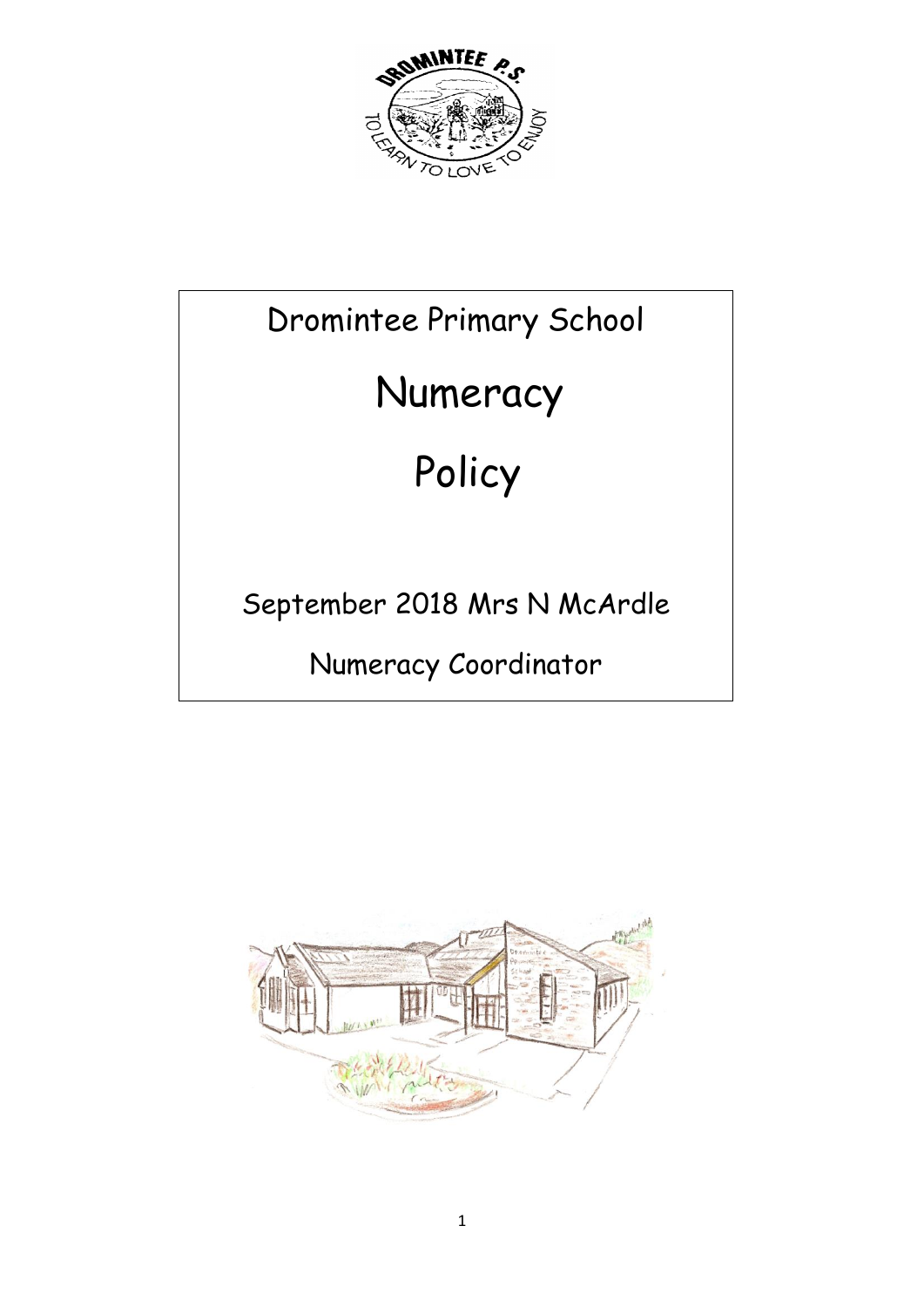Dromintee Primary School

# Numeracy

# Policy

September 2018 Mrs N McArdle

Numeracy Coordinator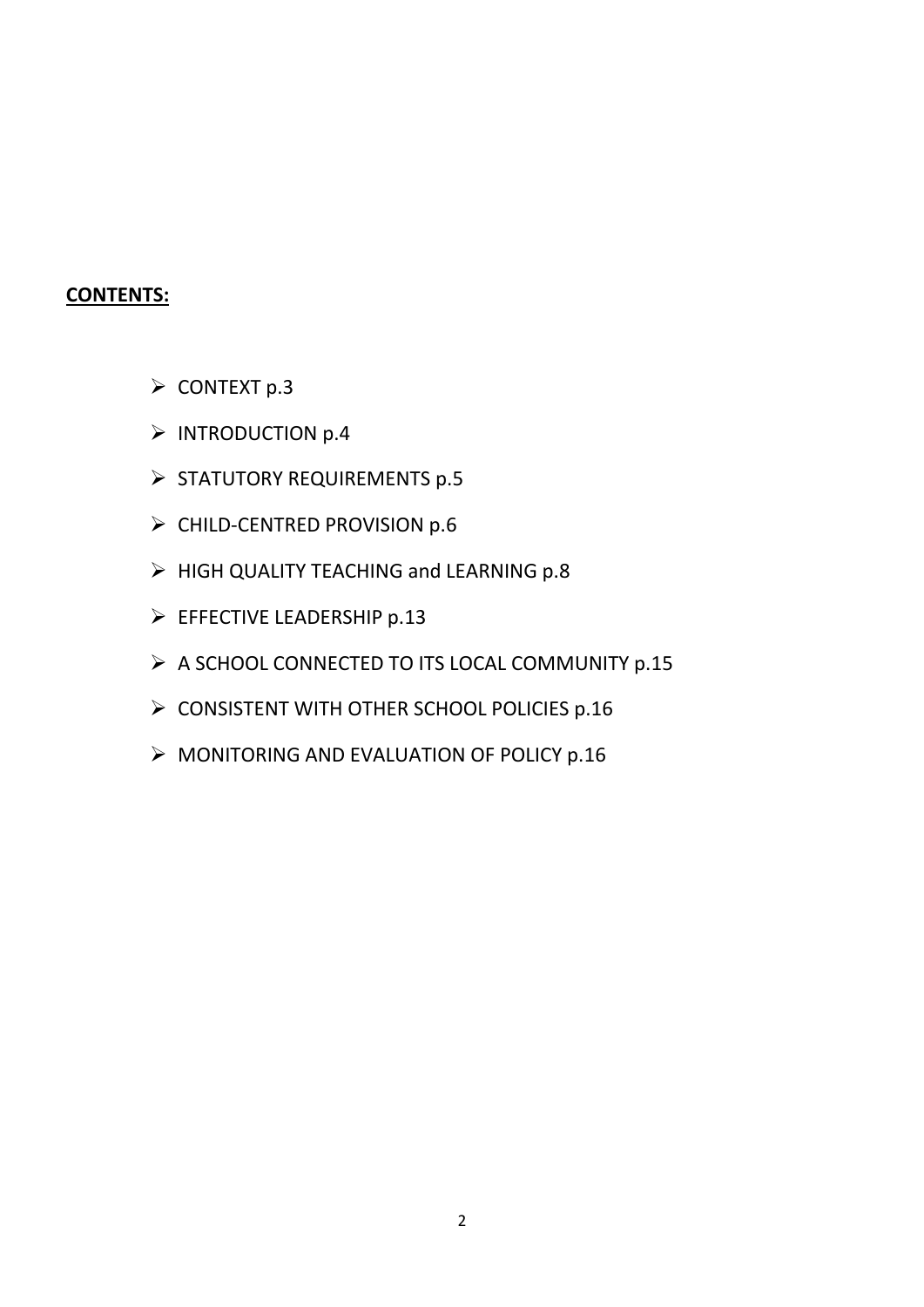**CONTENTS:**

- CONTEXT p.3
- INTRODUCTION p.4
- STATUTORY REQUIREMENTS p.5
- CHILD-CENTRED PROVISION p.6
- HIGH QUALITY TEACHING and LEARNING p.8
- EFFECTIVE LEADERSHIP p.13
- A SCHOOL CONNECTED TO ITS LOCAL COMMUNITY p.15
- CONSISTENT WITH OTHER SCHOOL POLICIES p.16
- MONITORING AND EVALUATION OF POLICY p.16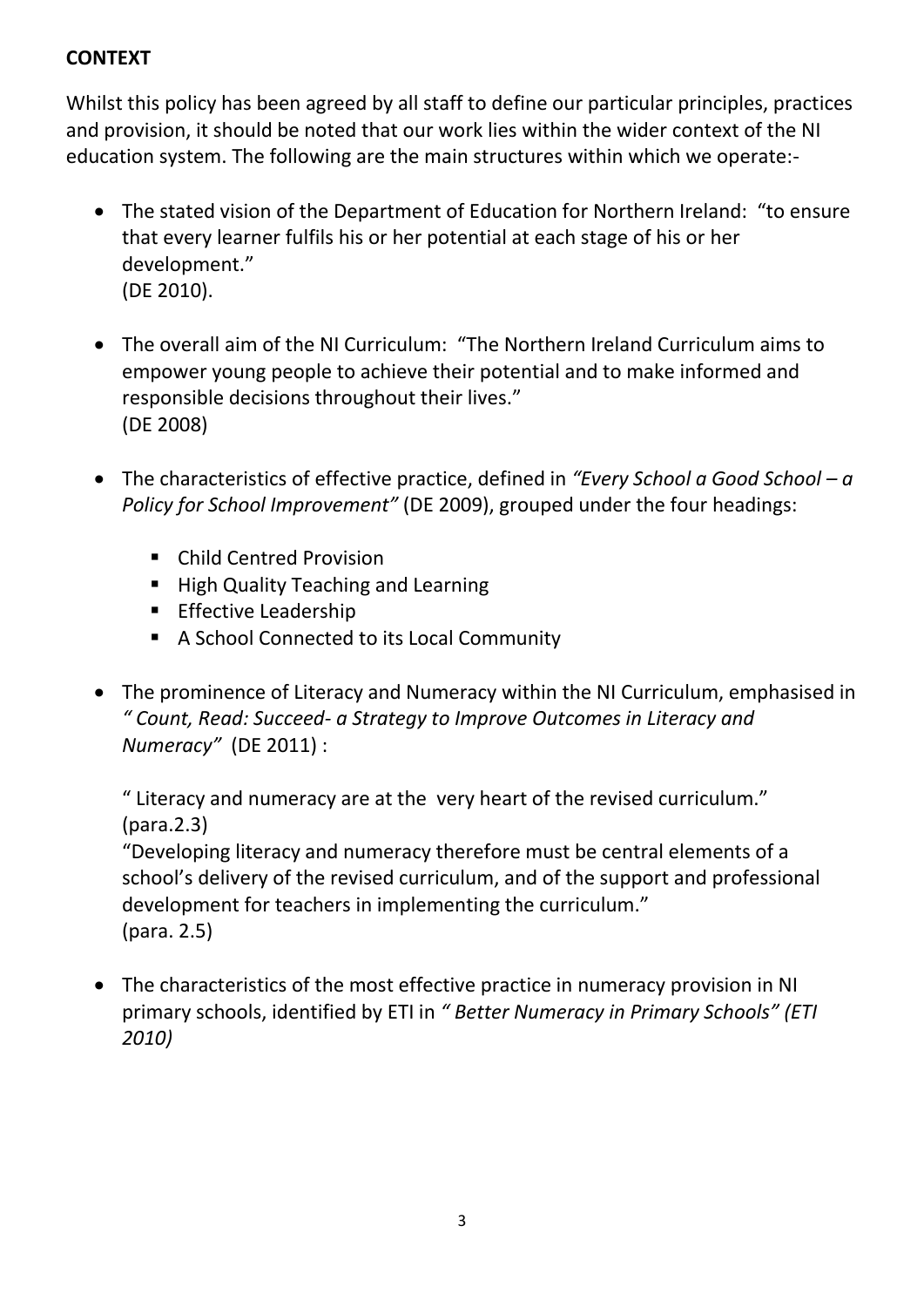**CONTEXT**

Whilst this policy has been agreed by all staff to define our particular principles, practices and provision, it should be noted that our work lies within the wider context of the NI education system. The following are the main structures within which we operate:-

- The stated vision of the Department of Education for Northern Ireland: "to ensure that every learner fulfils his or her potential at each stage of his or her development."
  (DE 2010).

- The overall aim of the NI Curriculum: "The Northern Ireland Curriculum aims to empower young people to achieve their potential and to make informed and responsible decisions throughout their lives."
  (DE 2008)

- The characteristics of effective practice, defined in *"Every School a Good School – a Policy for School Improvement"* (DE 2009), grouped under the four headings:

  - Child Centred Provision
  - High Quality Teaching and Learning
  - Effective Leadership
  - A School Connected to its Local Community

- The prominence of Literacy and Numeracy within the NI Curriculum, emphasised in *" Count, Read: Succeed- a Strategy to Improve Outcomes in Literacy and Numeracy"* (DE 2011) :

  " Literacy and numeracy are at the very heart of the revised curriculum."
  (para.2.3)
  "Developing literacy and numeracy therefore must be central elements of a school's delivery of the revised curriculum, and of the support and professional development for teachers in implementing the curriculum."
  (para. 2.5)

- The characteristics of the most effective practice in numeracy provision in NI primary schools, identified by ETI in *" Better Numeracy in Primary Schools" (ETI 2010)*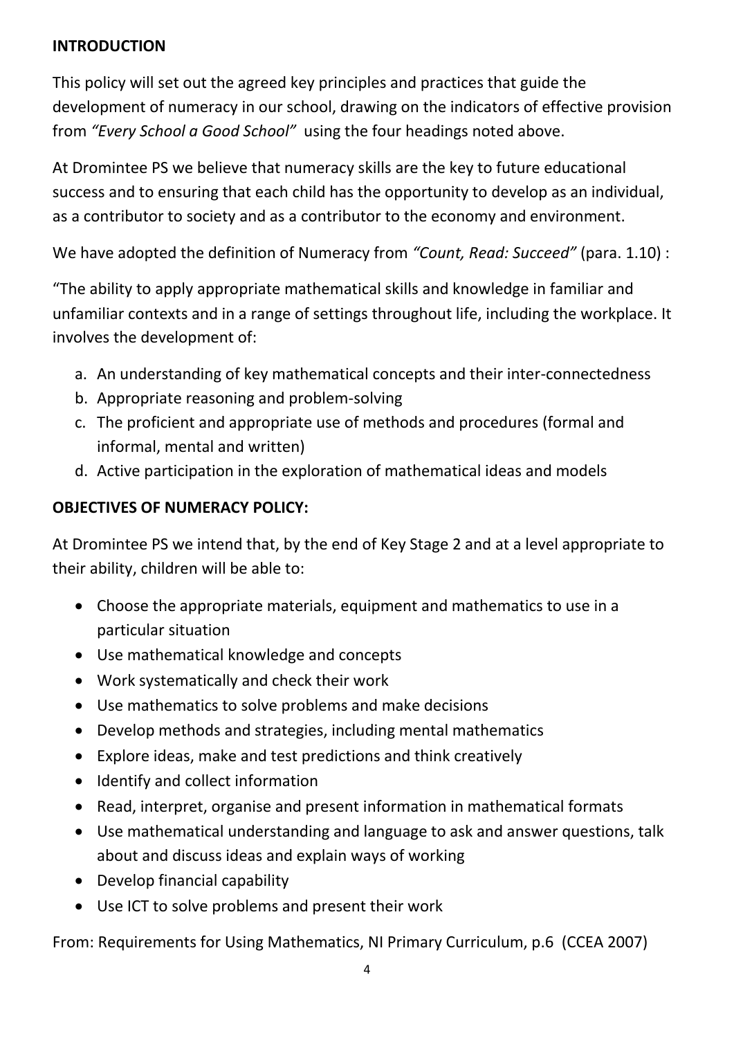## INTRODUCTION

This policy will set out the agreed key principles and practices that guide the development of numeracy in our school, drawing on the indicators of effective provision from *"Every School a Good School"* using the four headings noted above.

At Dromintee PS we believe that numeracy skills are the key to future educational success and to ensuring that each child has the opportunity to develop as an individual, as a contributor to society and as a contributor to the economy and environment.

We have adopted the definition of Numeracy from *"Count, Read: Succeed"* (para. 1.10) :

"The ability to apply appropriate mathematical skills and knowledge in familiar and unfamiliar contexts and in a range of settings throughout life, including the workplace. It involves the development of:

a. An understanding of key mathematical concepts and their inter-connectedness
b. Appropriate reasoning and problem-solving
c. The proficient and appropriate use of methods and procedures (formal and informal, mental and written)
d. Active participation in the exploration of mathematical ideas and models

## OBJECTIVES OF NUMERACY POLICY:

At Dromintee PS we intend that, by the end of Key Stage 2 and at a level appropriate to their ability, children will be able to:

- Choose the appropriate materials, equipment and mathematics to use in a particular situation
- Use mathematical knowledge and concepts
- Work systematically and check their work
- Use mathematics to solve problems and make decisions
- Develop methods and strategies, including mental mathematics
- Explore ideas, make and test predictions and think creatively
- Identify and collect information
- Read, interpret, organise and present information in mathematical formats
- Use mathematical understanding and language to ask and answer questions, talk about and discuss ideas and explain ways of working
- Develop financial capability
- Use ICT to solve problems and present their work

From: Requirements for Using Mathematics, NI Primary Curriculum, p.6 (CCEA 2007)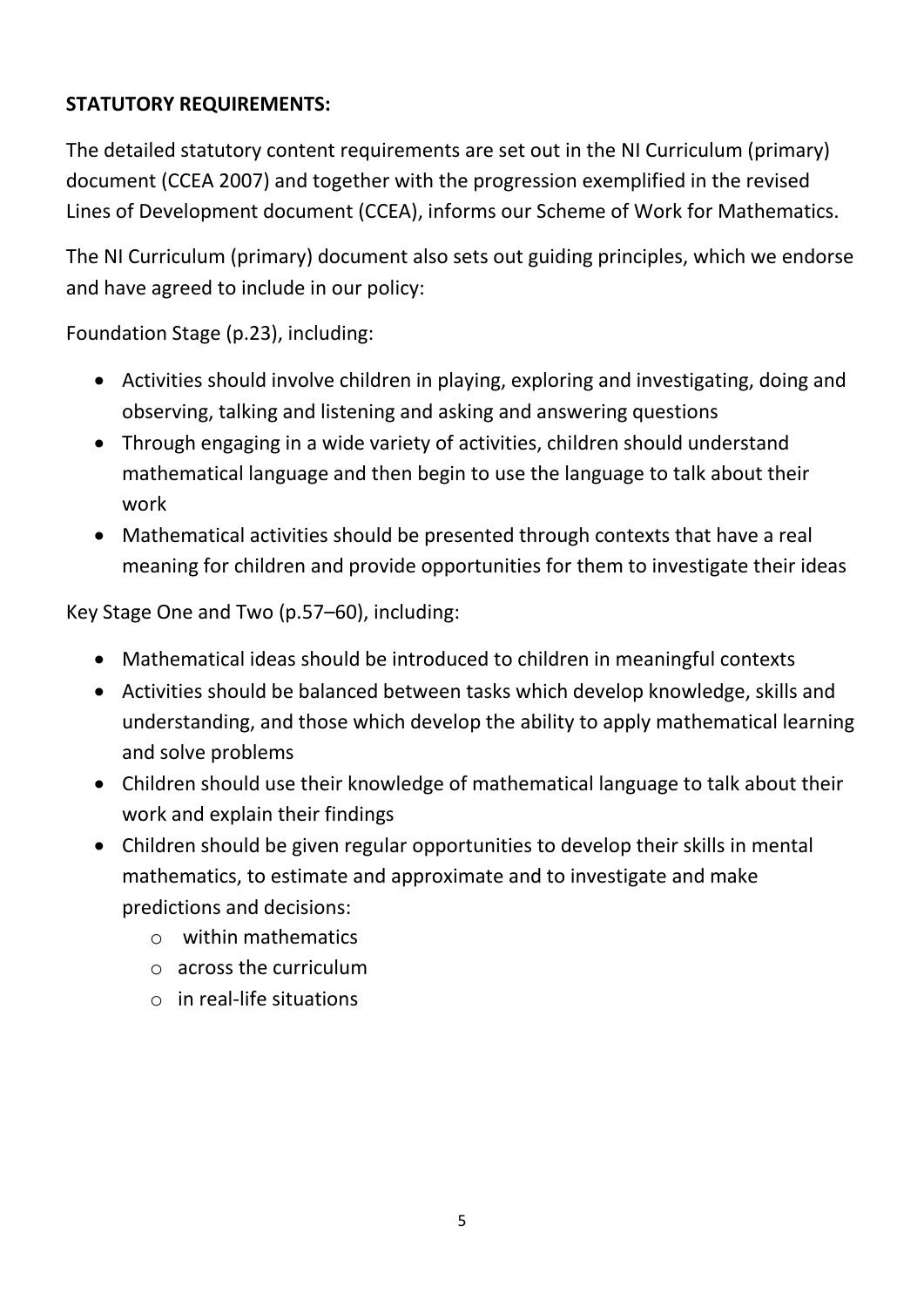**STATUTORY REQUIREMENTS:**

The detailed statutory content requirements are set out in the NI Curriculum (primary) document (CCEA 2007) and together with the progression exemplified in the revised Lines of Development document (CCEA), informs our Scheme of Work for Mathematics.

The NI Curriculum (primary) document also sets out guiding principles, which we endorse and have agreed to include in our policy:

Foundation Stage (p.23), including:

- Activities should involve children in playing, exploring and investigating, doing and observing, talking and listening and asking and answering questions
- Through engaging in a wide variety of activities, children should understand mathematical language and then begin to use the language to talk about their work
- Mathematical activities should be presented through contexts that have a real meaning for children and provide opportunities for them to investigate their ideas

Key Stage One and Two (p.57–60), including:

- Mathematical ideas should be introduced to children in meaningful contexts
- Activities should be balanced between tasks which develop knowledge, skills and understanding, and those which develop the ability to apply mathematical learning and solve problems
- Children should use their knowledge of mathematical language to talk about their work and explain their findings
- Children should be given regular opportunities to develop their skills in mental mathematics, to estimate and approximate and to investigate and make predictions and decisions:
  - within mathematics
  - across the curriculum
  - in real-life situations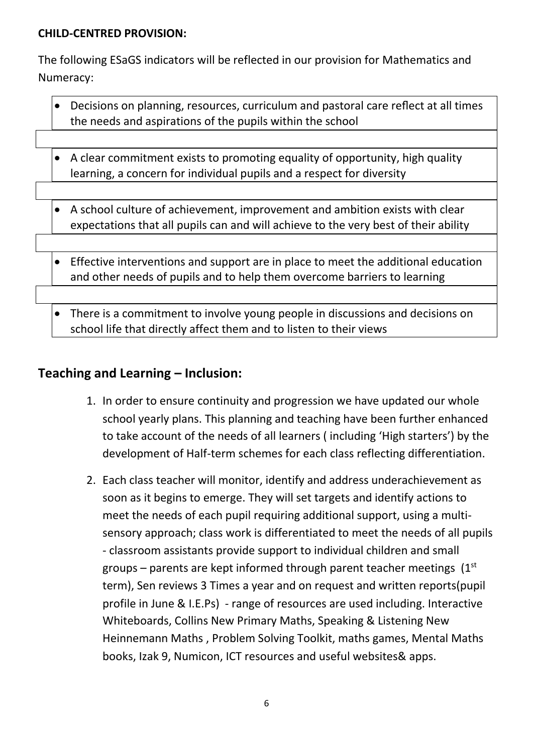**CHILD-CENTRED PROVISION:**

The following ESaGS indicators will be reflected in our provision for Mathematics and Numeracy:

- Decisions on planning, resources, curriculum and pastoral care reflect at all times the needs and aspirations of the pupils within the school
- A clear commitment exists to promoting equality of opportunity, high quality learning, a concern for individual pupils and a respect for diversity
- A school culture of achievement, improvement and ambition exists with clear expectations that all pupils can and will achieve to the very best of their ability
- Effective interventions and support are in place to meet the additional education and other needs of pupils and to help them overcome barriers to learning
- There is a commitment to involve young people in discussions and decisions on school life that directly affect them and to listen to their views

## Teaching and Learning – Inclusion:

1. In order to ensure continuity and progression we have updated our whole school yearly plans. This planning and teaching have been further enhanced to take account of the needs of all learners ( including 'High starters') by the development of Half-term schemes for each class reflecting differentiation.
2. Each class teacher will monitor, identify and address underachievement as soon as it begins to emerge. They will set targets and identify actions to meet the needs of each pupil requiring additional support, using a multi-sensory approach; class work is differentiated to meet the needs of all pupils - classroom assistants provide support to individual children and small groups – parents are kept informed through parent teacher meetings (1st term), Sen reviews 3 Times a year and on request and written reports(pupil profile in June & I.E.Ps) - range of resources are used including. Interactive Whiteboards, Collins New Primary Maths, Speaking & Listening New Heinnemann Maths , Problem Solving Toolkit, maths games, Mental Maths books, Izak 9, Numicon, ICT resources and useful websites& apps.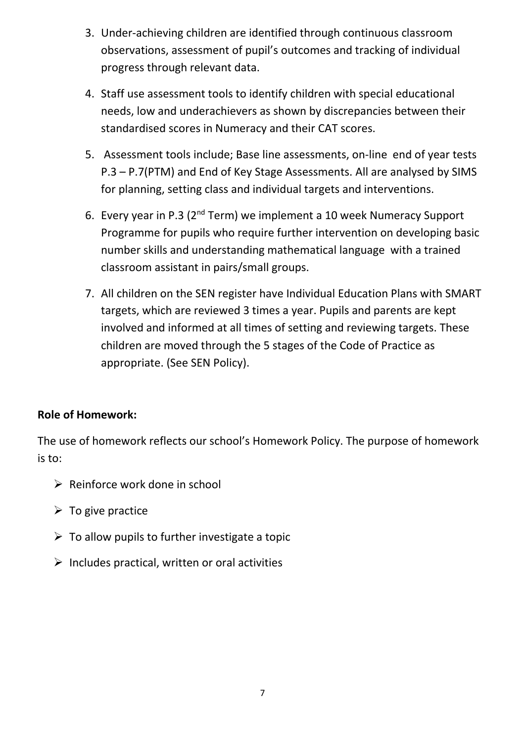3. Under-achieving children are identified through continuous classroom observations, assessment of pupil's outcomes and tracking of individual progress through relevant data.

4. Staff use assessment tools to identify children with special educational needs, low and underachievers as shown by discrepancies between their standardised scores in Numeracy and their CAT scores.

5. Assessment tools include; Base line assessments, on-line end of year tests P.3 – P.7(PTM) and End of Key Stage Assessments. All are analysed by SIMS for planning, setting class and individual targets and interventions.

6. Every year in P.3 (2nd Term) we implement a 10 week Numeracy Support Programme for pupils who require further intervention on developing basic number skills and understanding mathematical language with a trained classroom assistant in pairs/small groups.

7. All children on the SEN register have Individual Education Plans with SMART targets, which are reviewed 3 times a year. Pupils and parents are kept involved and informed at all times of setting and reviewing targets. These children are moved through the 5 stages of the Code of Practice as appropriate. (See SEN Policy).

**Role of Homework:**

The use of homework reflects our school's Homework Policy. The purpose of homework is to:

- Reinforce work done in school
- To give practice
- To allow pupils to further investigate a topic
- Includes practical, written or oral activities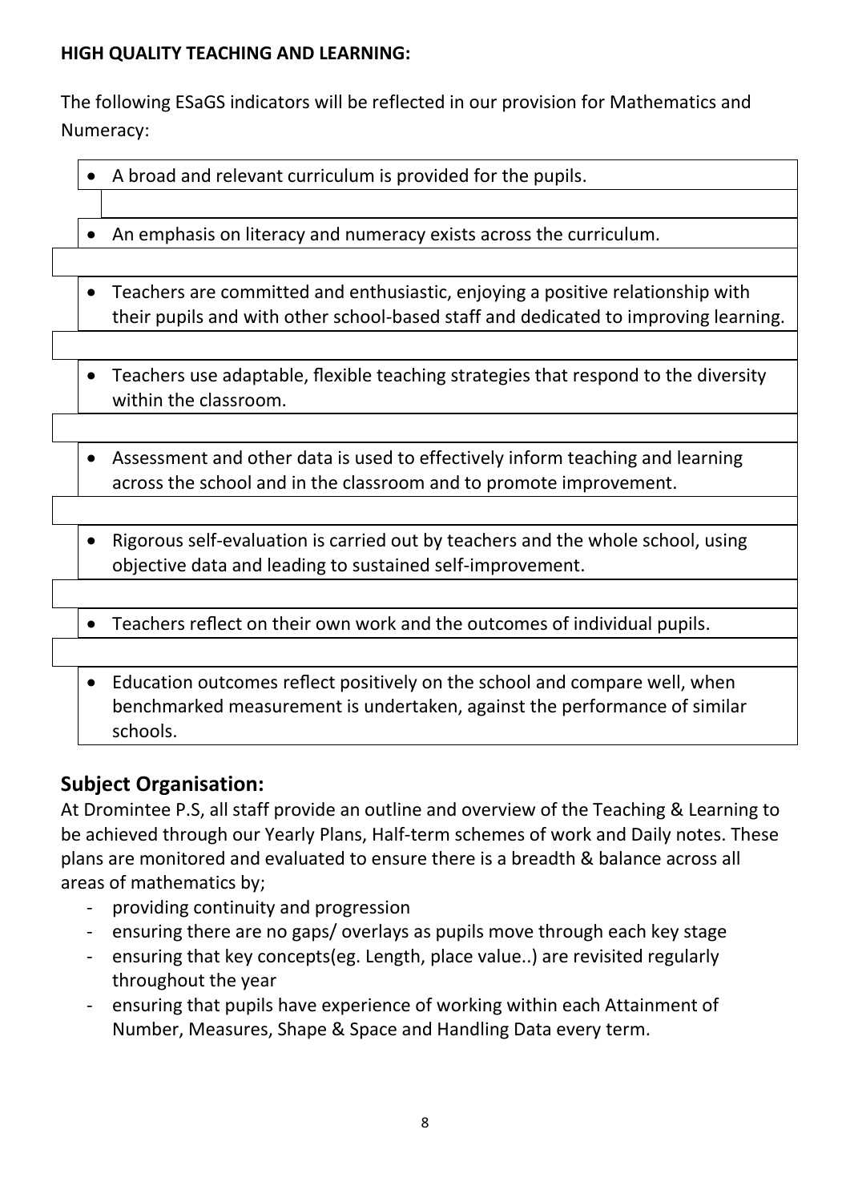**HIGH QUALITY TEACHING AND LEARNING:**

The following ESaGS indicators will be reflected in our provision for Mathematics and Numeracy:

- A broad and relevant curriculum is provided for the pupils.
- An emphasis on literacy and numeracy exists across the curriculum.
- Teachers are committed and enthusiastic, enjoying a positive relationship with their pupils and with other school-based staff and dedicated to improving learning.
- Teachers use adaptable, flexible teaching strategies that respond to the diversity within the classroom.
- Assessment and other data is used to effectively inform teaching and learning across the school and in the classroom and to promote improvement.
- Rigorous self-evaluation is carried out by teachers and the whole school, using objective data and leading to sustained self-improvement.
- Teachers reflect on their own work and the outcomes of individual pupils.
- Education outcomes reflect positively on the school and compare well, when benchmarked measurement is undertaken, against the performance of similar schools.

## Subject Organisation:

At Dromintee P.S, all staff provide an outline and overview of the Teaching & Learning to be achieved through our Yearly Plans, Half-term schemes of work and Daily notes. These plans are monitored and evaluated to ensure there is a breadth & balance across all areas of mathematics by;

- providing continuity and progression
- ensuring there are no gaps/ overlays as pupils move through each key stage
- ensuring that key concepts(eg. Length, place value..) are revisited regularly throughout the year
- ensuring that pupils have experience of working within each Attainment of Number, Measures, Shape & Space and Handling Data every term.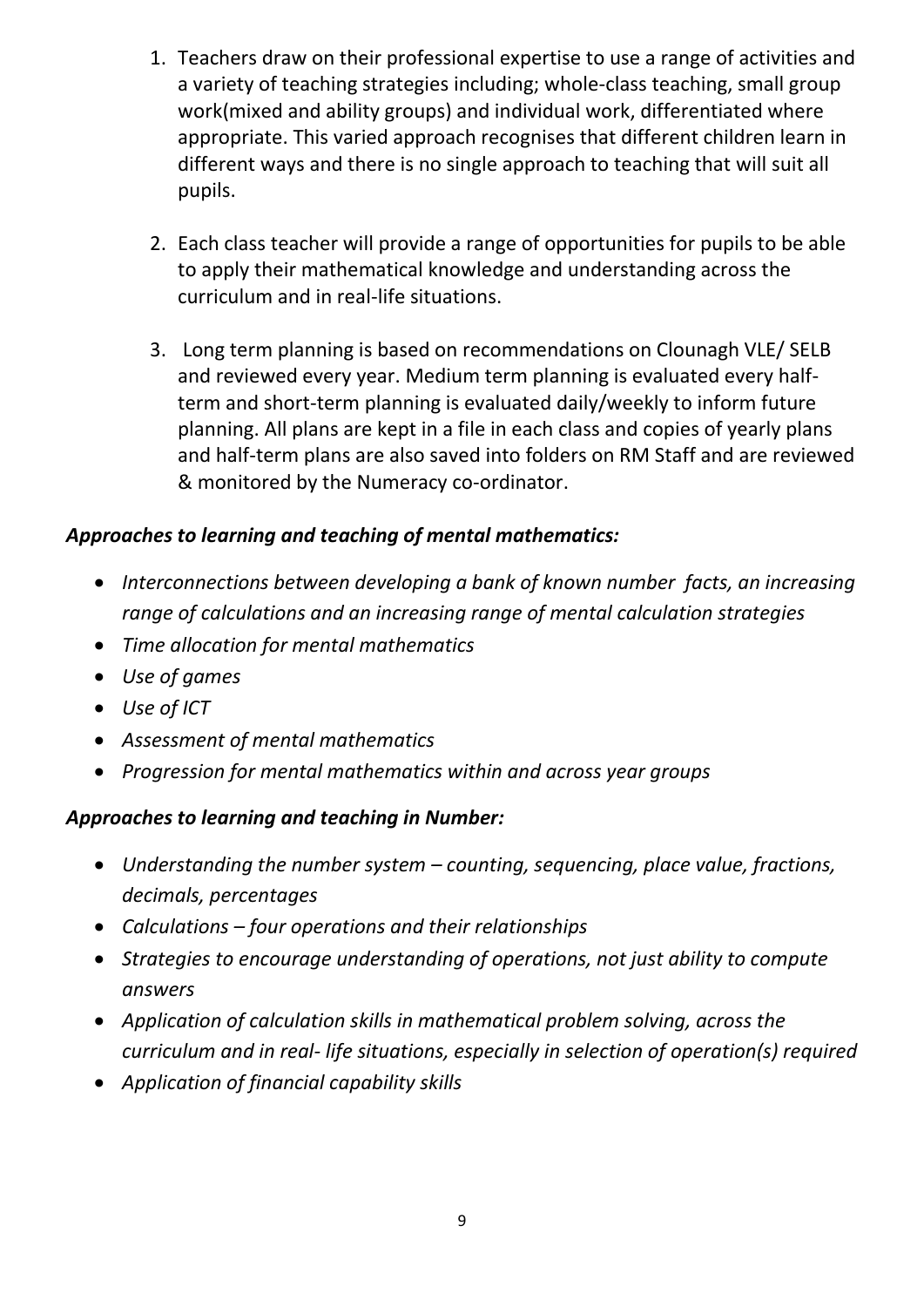1. Teachers draw on their professional expertise to use a range of activities and a variety of teaching strategies including; whole-class teaching, small group work(mixed and ability groups) and individual work, differentiated where appropriate. This varied approach recognises that different children learn in different ways and there is no single approach to teaching that will suit all pupils.

2. Each class teacher will provide a range of opportunities for pupils to be able to apply their mathematical knowledge and understanding across the curriculum and in real-life situations.

3. Long term planning is based on recommendations on Clounagh VLE/ SELB and reviewed every year. Medium term planning is evaluated every half-term and short-term planning is evaluated daily/weekly to inform future planning. All plans are kept in a file in each class and copies of yearly plans and half-term plans are also saved into folders on RM Staff and are reviewed & monitored by the Numeracy co-ordinator.

***Approaches to learning and teaching of mental mathematics:***

- *Interconnections between developing a bank of known number facts, an increasing range of calculations and an increasing range of mental calculation strategies*
- *Time allocation for mental mathematics*
- *Use of games*
- *Use of ICT*
- *Assessment of mental mathematics*
- *Progression for mental mathematics within and across year groups*

***Approaches to learning and teaching in Number:***

- *Understanding the number system – counting, sequencing, place value, fractions, decimals, percentages*
- *Calculations – four operations and their relationships*
- *Strategies to encourage understanding of operations, not just ability to compute answers*
- *Application of calculation skills in mathematical problem solving, across the curriculum and in real- life situations, especially in selection of operation(s) required*
- *Application of financial capability skills*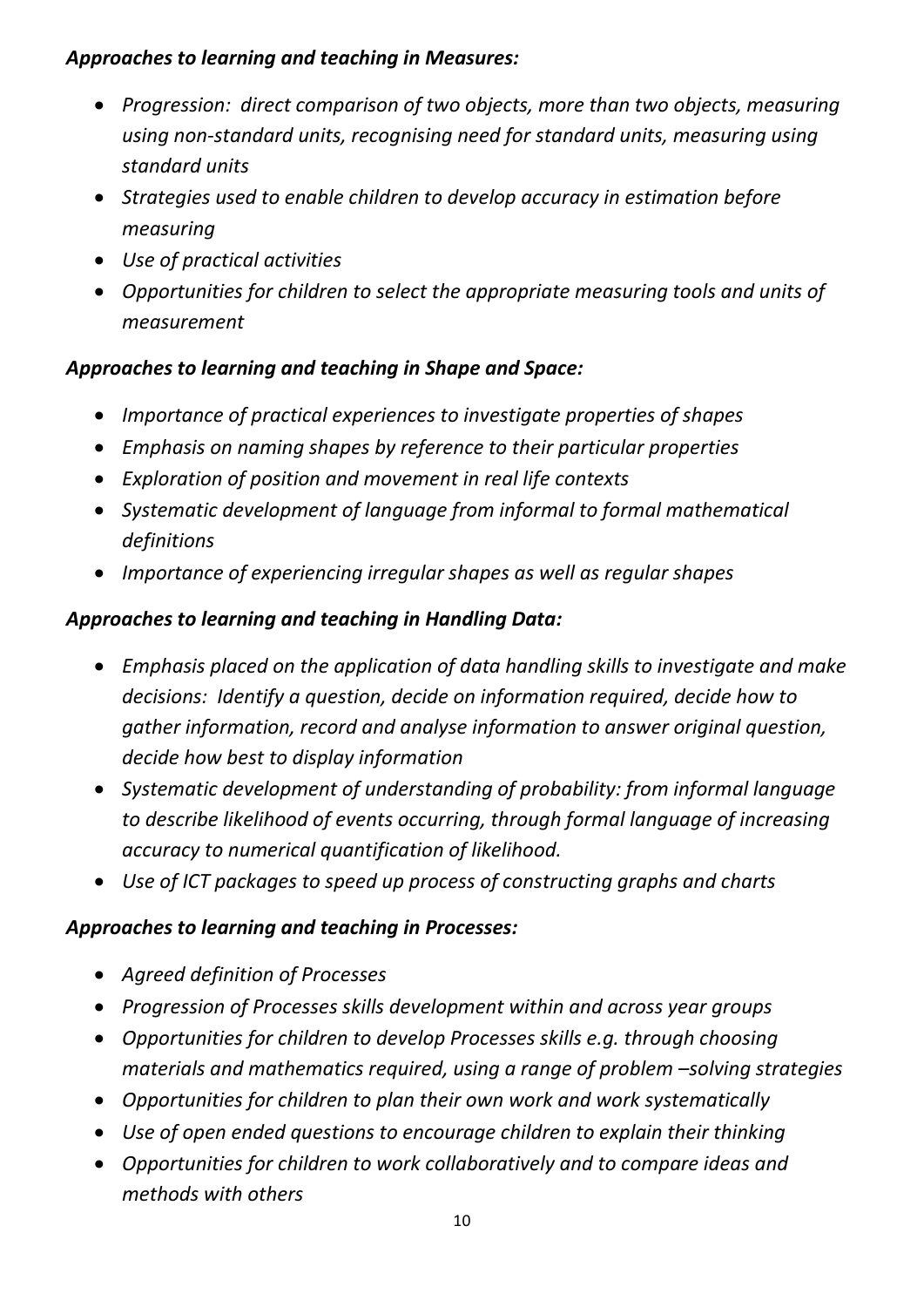***Approaches to learning and teaching in Measures:***

- *Progression: direct comparison of two objects, more than two objects, measuring using non-standard units, recognising need for standard units, measuring using standard units*
- *Strategies used to enable children to develop accuracy in estimation before measuring*
- *Use of practical activities*
- *Opportunities for children to select the appropriate measuring tools and units of measurement*

***Approaches to learning and teaching in Shape and Space:***

- *Importance of practical experiences to investigate properties of shapes*
- *Emphasis on naming shapes by reference to their particular properties*
- *Exploration of position and movement in real life contexts*
- *Systematic development of language from informal to formal mathematical definitions*
- *Importance of experiencing irregular shapes as well as regular shapes*

***Approaches to learning and teaching in Handling Data:***

- *Emphasis placed on the application of data handling skills to investigate and make decisions: Identify a question, decide on information required, decide how to gather information, record and analyse information to answer original question, decide how best to display information*
- *Systematic development of understanding of probability: from informal language to describe likelihood of events occurring, through formal language of increasing accuracy to numerical quantification of likelihood.*
- *Use of ICT packages to speed up process of constructing graphs and charts*

***Approaches to learning and teaching in Processes:***

- *Agreed definition of Processes*
- *Progression of Processes skills development within and across year groups*
- *Opportunities for children to develop Processes skills e.g. through choosing materials and mathematics required, using a range of problem –solving strategies*
- *Opportunities for children to plan their own work and work systematically*
- *Use of open ended questions to encourage children to explain their thinking*
- *Opportunities for children to work collaboratively and to compare ideas and methods with others*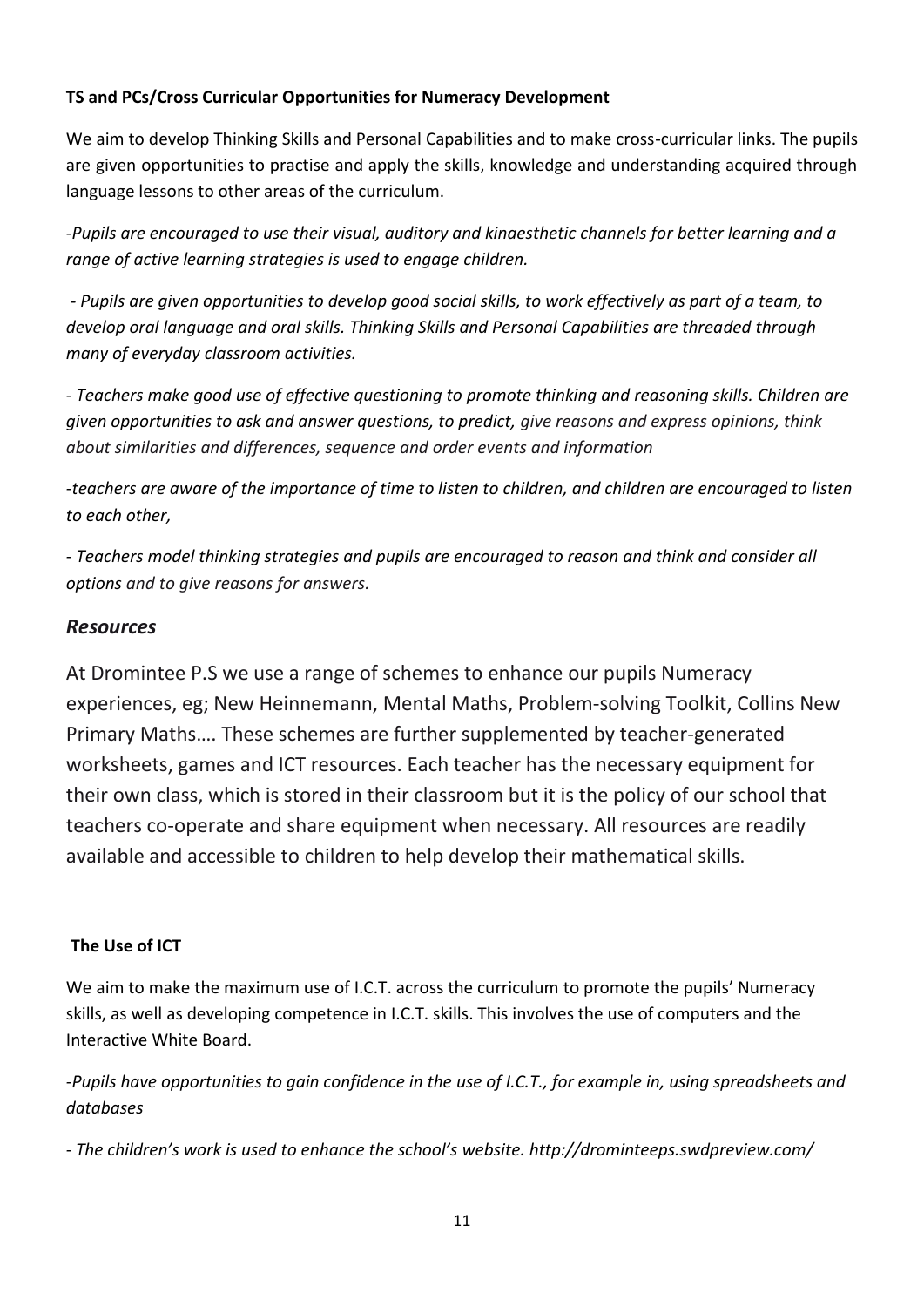**TS and PCs/Cross Curricular Opportunities for Numeracy Development**

We aim to develop Thinking Skills and Personal Capabilities and to make cross-curricular links. The pupils are given opportunities to practise and apply the skills, knowledge and understanding acquired through language lessons to other areas of the curriculum.

*-Pupils are encouraged to use their visual, auditory and kinaesthetic channels for better learning and a range of active learning strategies is used to engage children.*

*- Pupils are given opportunities to develop good social skills, to work effectively as part of a team, to develop oral language and oral skills. Thinking Skills and Personal Capabilities are threaded through many of everyday classroom activities.*

*- Teachers make good use of effective questioning to promote thinking and reasoning skills. Children are given opportunities to ask and answer questions, to predict, give reasons and express opinions, think about similarities and differences, sequence and order events and information*

*-teachers are aware of the importance of time to listen to children, and children are encouraged to listen to each other,*

*- Teachers model thinking strategies and pupils are encouraged to reason and think and consider all options and to give reasons for answers.*

## *Resources*

At Dromintee P.S we use a range of schemes to enhance our pupils Numeracy experiences, eg; New Heinnemann, Mental Maths, Problem-solving Toolkit, Collins New Primary Maths…. These schemes are further supplemented by teacher-generated worksheets, games and ICT resources. Each teacher has the necessary equipment for their own class, which is stored in their classroom but it is the policy of our school that teachers co-operate and share equipment when necessary. All resources are readily available and accessible to children to help develop their mathematical skills.

**The Use of ICT**

We aim to make the maximum use of I.C.T. across the curriculum to promote the pupils' Numeracy skills, as well as developing competence in I.C.T. skills. This involves the use of computers and the Interactive White Board.

*-Pupils have opportunities to gain confidence in the use of I.C.T., for example in, using spreadsheets and databases*

*- The children's work is used to enhance the school's website. http://drominteeps.swdpreview.com/*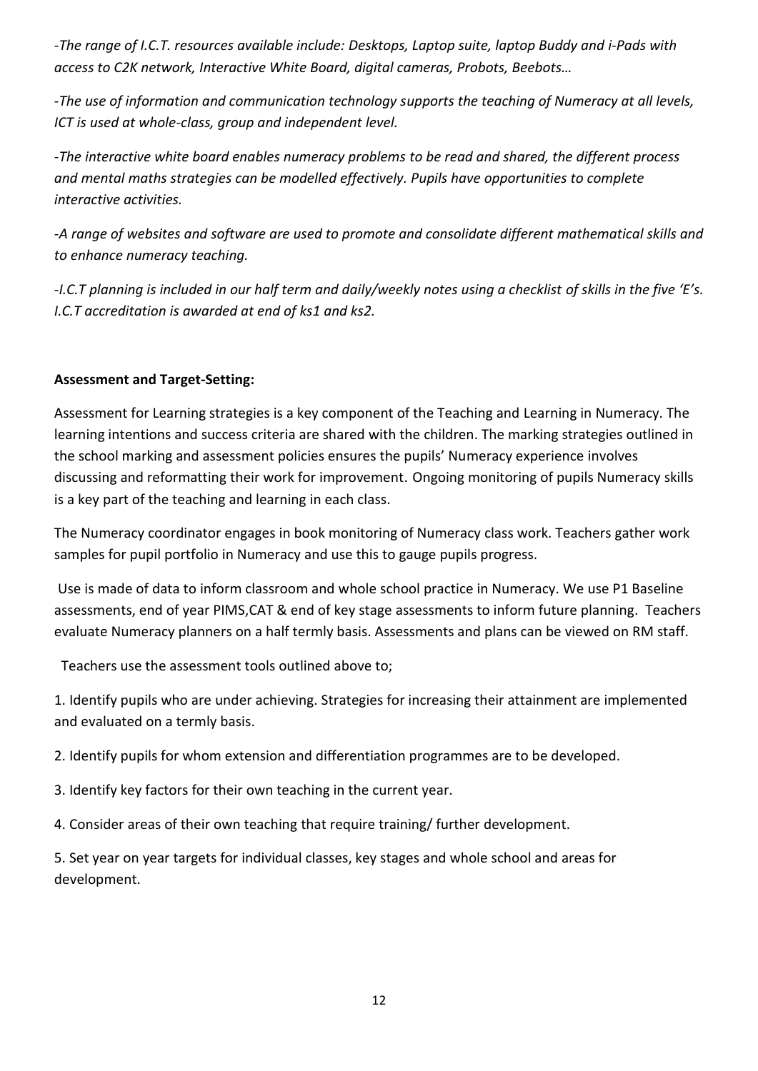*-The range of I.C.T. resources available include: Desktops, Laptop suite, laptop Buddy and i-Pads with access to C2K network, Interactive White Board, digital cameras, Probots, Beebots…*

*-The use of information and communication technology supports the teaching of Numeracy at all levels, ICT is used at whole-class, group and independent level.*

*-The interactive white board enables numeracy problems to be read and shared, the different process and mental maths strategies can be modelled effectively. Pupils have opportunities to complete interactive activities.*

*-A range of websites and software are used to promote and consolidate different mathematical skills and to enhance numeracy teaching.*

*-I.C.T planning is included in our half term and daily/weekly notes using a checklist of skills in the five 'E's. I.C.T accreditation is awarded at end of ks1 and ks2.*

**Assessment and Target-Setting:**

Assessment for Learning strategies is a key component of the Teaching and Learning in Numeracy. The learning intentions and success criteria are shared with the children. The marking strategies outlined in the school marking and assessment policies ensures the pupils' Numeracy experience involves discussing and reformatting their work for improvement. Ongoing monitoring of pupils Numeracy skills is a key part of the teaching and learning in each class.

The Numeracy coordinator engages in book monitoring of Numeracy class work. Teachers gather work samples for pupil portfolio in Numeracy and use this to gauge pupils progress.

Use is made of data to inform classroom and whole school practice in Numeracy. We use P1 Baseline assessments, end of year PIMS,CAT & end of key stage assessments to inform future planning. Teachers evaluate Numeracy planners on a half termly basis. Assessments and plans can be viewed on RM staff.

Teachers use the assessment tools outlined above to;

1. Identify pupils who are under achieving. Strategies for increasing their attainment are implemented and evaluated on a termly basis.
2. Identify pupils for whom extension and differentiation programmes are to be developed.
3. Identify key factors for their own teaching in the current year.
4. Consider areas of their own teaching that require training/ further development.
5. Set year on year targets for individual classes, key stages and whole school and areas for development.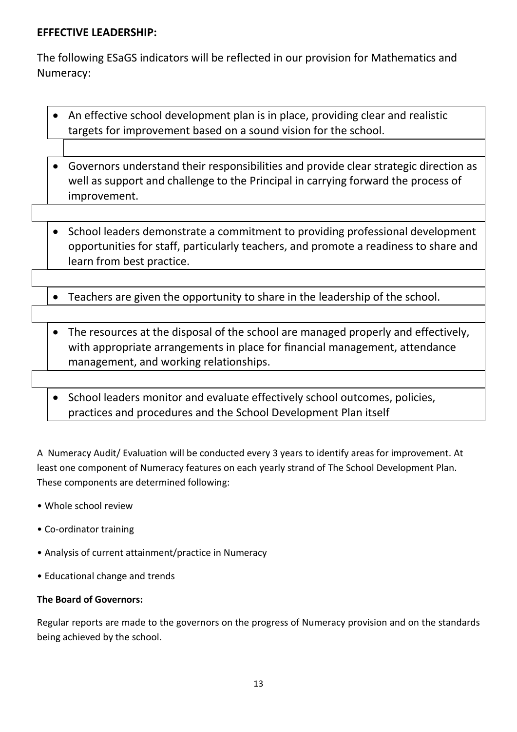**EFFECTIVE LEADERSHIP:**

The following ESaGS indicators will be reflected in our provision for Mathematics and Numeracy:

- An effective school development plan is in place, providing clear and realistic targets for improvement based on a sound vision for the school.
- Governors understand their responsibilities and provide clear strategic direction as well as support and challenge to the Principal in carrying forward the process of improvement.
- School leaders demonstrate a commitment to providing professional development opportunities for staff, particularly teachers, and promote a readiness to share and learn from best practice.
- Teachers are given the opportunity to share in the leadership of the school.
- The resources at the disposal of the school are managed properly and effectively, with appropriate arrangements in place for financial management, attendance management, and working relationships.
- School leaders monitor and evaluate effectively school outcomes, policies, practices and procedures and the School Development Plan itself

A Numeracy Audit/ Evaluation will be conducted every 3 years to identify areas for improvement. At least one component of Numeracy features on each yearly strand of The School Development Plan. These components are determined following:

- Whole school review
- Co-ordinator training
- Analysis of current attainment/practice in Numeracy
- Educational change and trends

**The Board of Governors:**

Regular reports are made to the governors on the progress of Numeracy provision and on the standards being achieved by the school.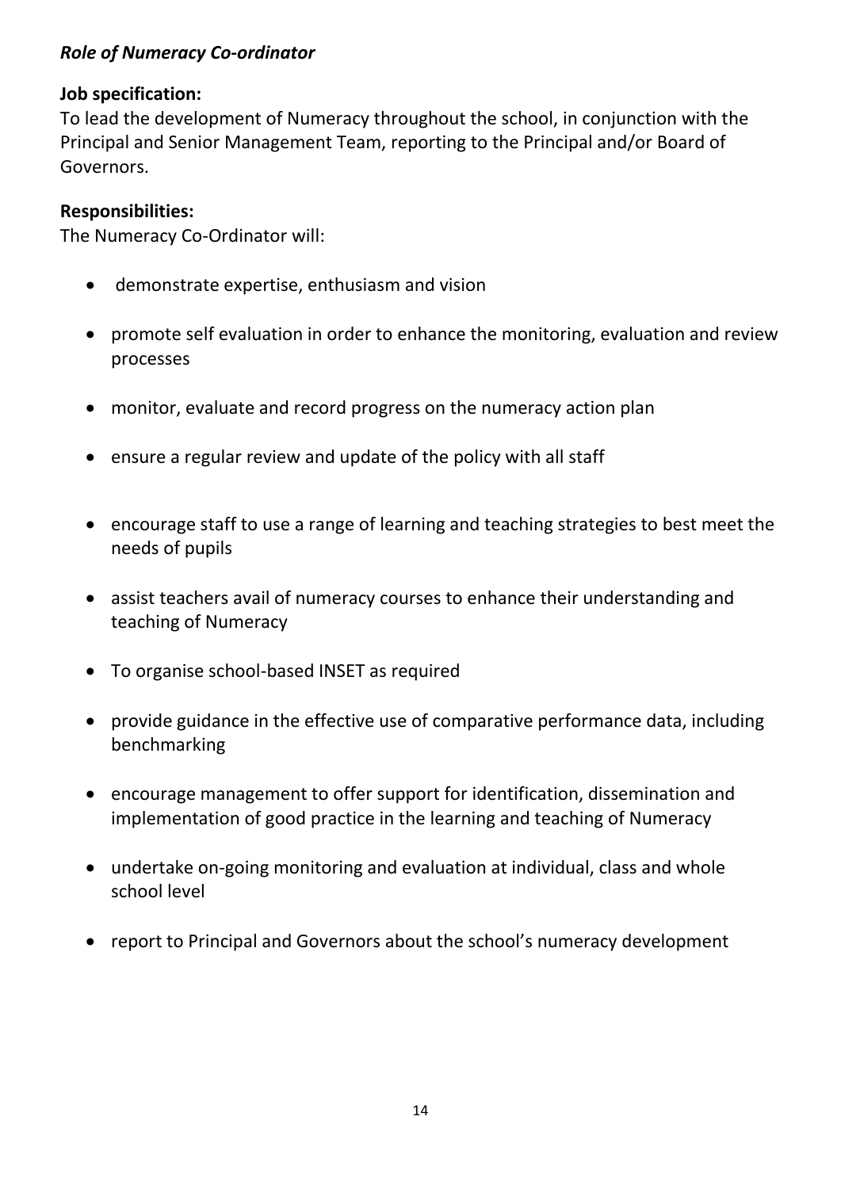***Role of Numeracy Co-ordinator***

**Job specification:**

To lead the development of Numeracy throughout the school, in conjunction with the Principal and Senior Management Team, reporting to the Principal and/or Board of Governors.

**Responsibilities:**

The Numeracy Co-Ordinator will:

- demonstrate expertise, enthusiasm and vision
- promote self evaluation in order to enhance the monitoring, evaluation and review processes
- monitor, evaluate and record progress on the numeracy action plan
- ensure a regular review and update of the policy with all staff
- encourage staff to use a range of learning and teaching strategies to best meet the needs of pupils
- assist teachers avail of numeracy courses to enhance their understanding and teaching of Numeracy
- To organise school-based INSET as required
- provide guidance in the effective use of comparative performance data, including benchmarking
- encourage management to offer support for identification, dissemination and implementation of good practice in the learning and teaching of Numeracy
- undertake on-going monitoring and evaluation at individual, class and whole school level
- report to Principal and Governors about the school's numeracy development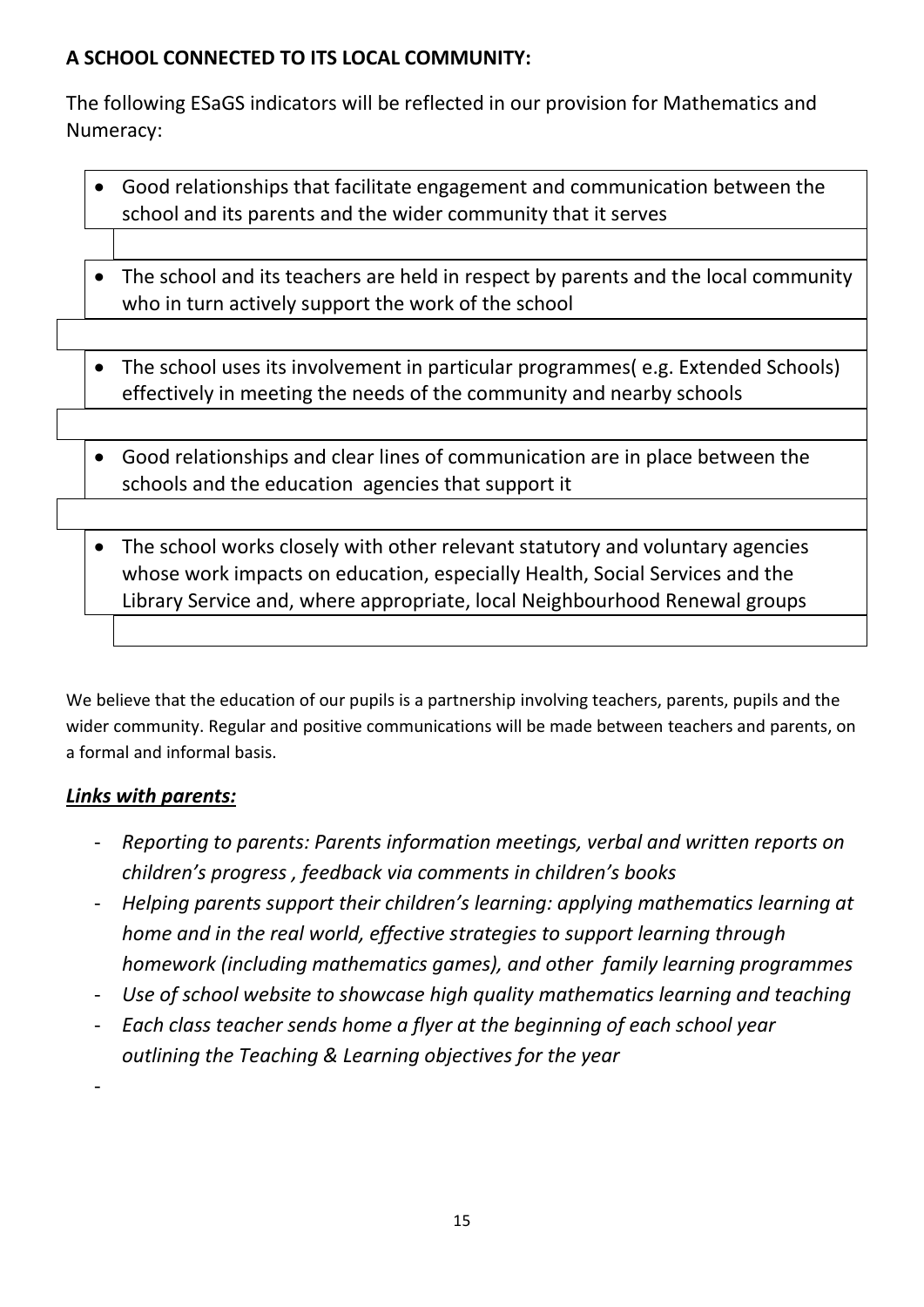**A SCHOOL CONNECTED TO ITS LOCAL COMMUNITY:**

The following ESaGS indicators will be reflected in our provision for Mathematics and Numeracy:

- Good relationships that facilitate engagement and communication between the school and its parents and the wider community that it serves
- The school and its teachers are held in respect by parents and the local community who in turn actively support the work of the school
- The school uses its involvement in particular programmes( e.g. Extended Schools) effectively in meeting the needs of the community and nearby schools
- Good relationships and clear lines of communication are in place between the schools and the education agencies that support it
- The school works closely with other relevant statutory and voluntary agencies whose work impacts on education, especially Health, Social Services and the Library Service and, where appropriate, local Neighbourhood Renewal groups

We believe that the education of our pupils is a partnership involving teachers, parents, pupils and the wider community. Regular and positive communications will be made between teachers and parents, on a formal and informal basis.

***Links with parents:***

- *Reporting to parents: Parents information meetings, verbal and written reports on children's progress , feedback via comments in children's books*
- *Helping parents support their children's learning: applying mathematics learning at home and in the real world, effective strategies to support learning through homework (including mathematics games), and other family learning programmes*
- *Use of school website to showcase high quality mathematics learning and teaching*
- *Each class teacher sends home a flyer at the beginning of each school year outlining the Teaching & Learning objectives for the year*
-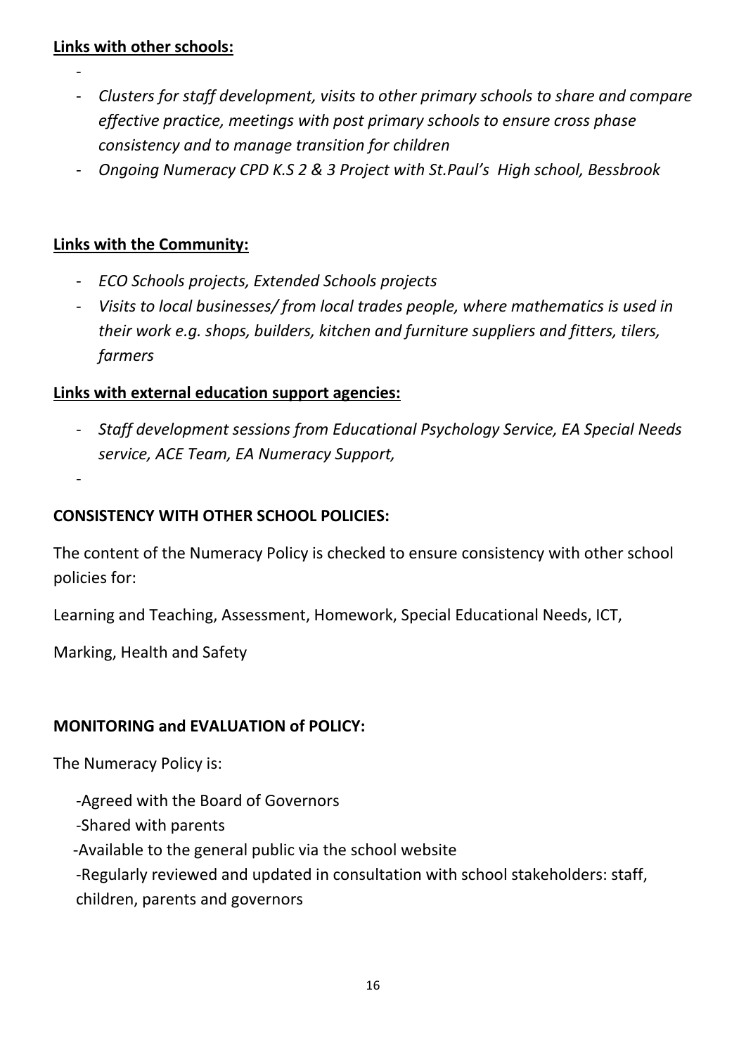**Links with other schools:**

- 
- *Clusters for staff development, visits to other primary schools to share and compare effective practice, meetings with post primary schools to ensure cross phase consistency and to manage transition for children*
- *Ongoing Numeracy CPD K.S 2 & 3 Project with St.Paul's High school, Bessbrook*

**Links with the Community:**

- *ECO Schools projects, Extended Schools projects*
- *Visits to local businesses/ from local trades people, where mathematics is used in their work e.g. shops, builders, kitchen and furniture suppliers and fitters, tilers, farmers*

**Links with external education support agencies:**

- *Staff development sessions from Educational Psychology Service, EA Special Needs service, ACE Team, EA Numeracy Support,*
- 

**CONSISTENCY WITH OTHER SCHOOL POLICIES:**

The content of the Numeracy Policy is checked to ensure consistency with other school policies for:

Learning and Teaching, Assessment, Homework, Special Educational Needs, ICT,

Marking, Health and Safety

**MONITORING and EVALUATION of POLICY:**

The Numeracy Policy is:

-Agreed with the Board of Governors
-Shared with parents
-Available to the general public via the school website
-Regularly reviewed and updated in consultation with school stakeholders: staff, children, parents and governors